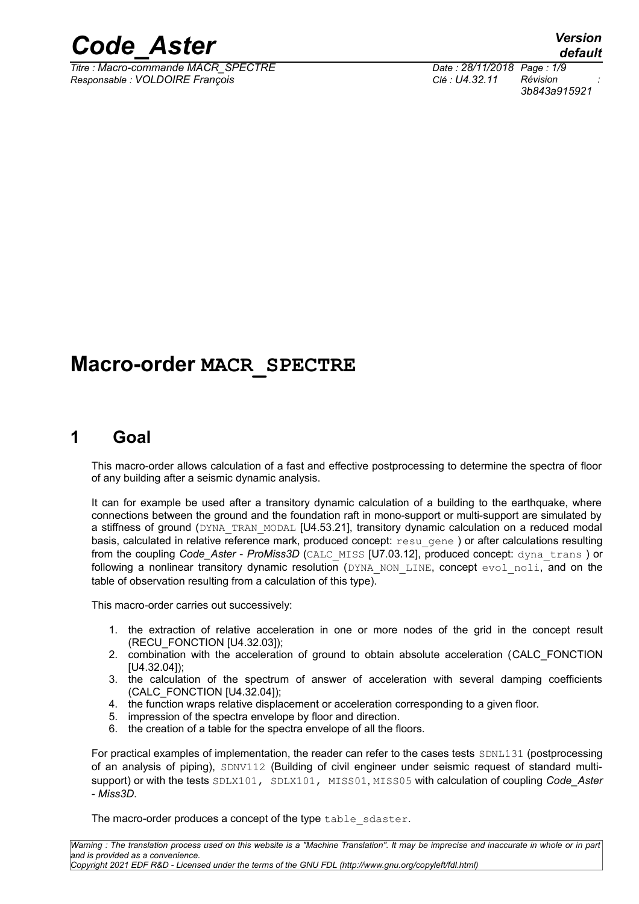# Macro-order MACR_SPECTRE

## 1 Goal

This macro-order allows calculation of a fast and effective postprocessing to determine the spectra of floor of any building after a seismic dynamic analysis.

It can for example be used after a transitory dynamic calculation of a building to the earthquake, where connections between the ground and the foundation raft in mono-support or multi-support are simulated by a stiffness of ground (DYNA_TRAN_MODAL [U4.53.21], transitory dynamic calculation on a reduced modal basis, calculated in relative reference mark, produced concept: resu_gene ) or after calculations resulting from the coupling *Code_Aster* - *ProMiss3D* (CALC_MISS [U7.03.12], produced concept: dyna_trans ) or following a nonlinear transitory dynamic resolution (DYNA_NON_LINE, concept evol_noli, and on the table of observation resulting from a calculation of this type).

This macro-order carries out successively:

1. the extraction of relative acceleration in one or more nodes of the grid in the concept result (RECU_FONCTION [U4.32.03]);
2. combination with the acceleration of ground to obtain absolute acceleration (CALC_FONCTION [U4.32.04]);
3. the calculation of the spectrum of answer of acceleration with several damping coefficients (CALC_FONCTION [U4.32.04]);
4. the function wraps relative displacement or acceleration corresponding to a given floor.
5. impression of the spectra envelope by floor and direction.
6. the creation of a table for the spectra envelope of all the floors.

For practical examples of implementation, the reader can refer to the cases tests SDNL131 (postprocessing of an analysis of piping), SDNV112 (Building of civil engineer under seismic request of standard multi-support) or with the tests SDLX101, SDLX101, MISS01, MISS05 with calculation of coupling *Code_Aster* - *Miss3D*.

The macro-order produces a concept of the type table_sdaster.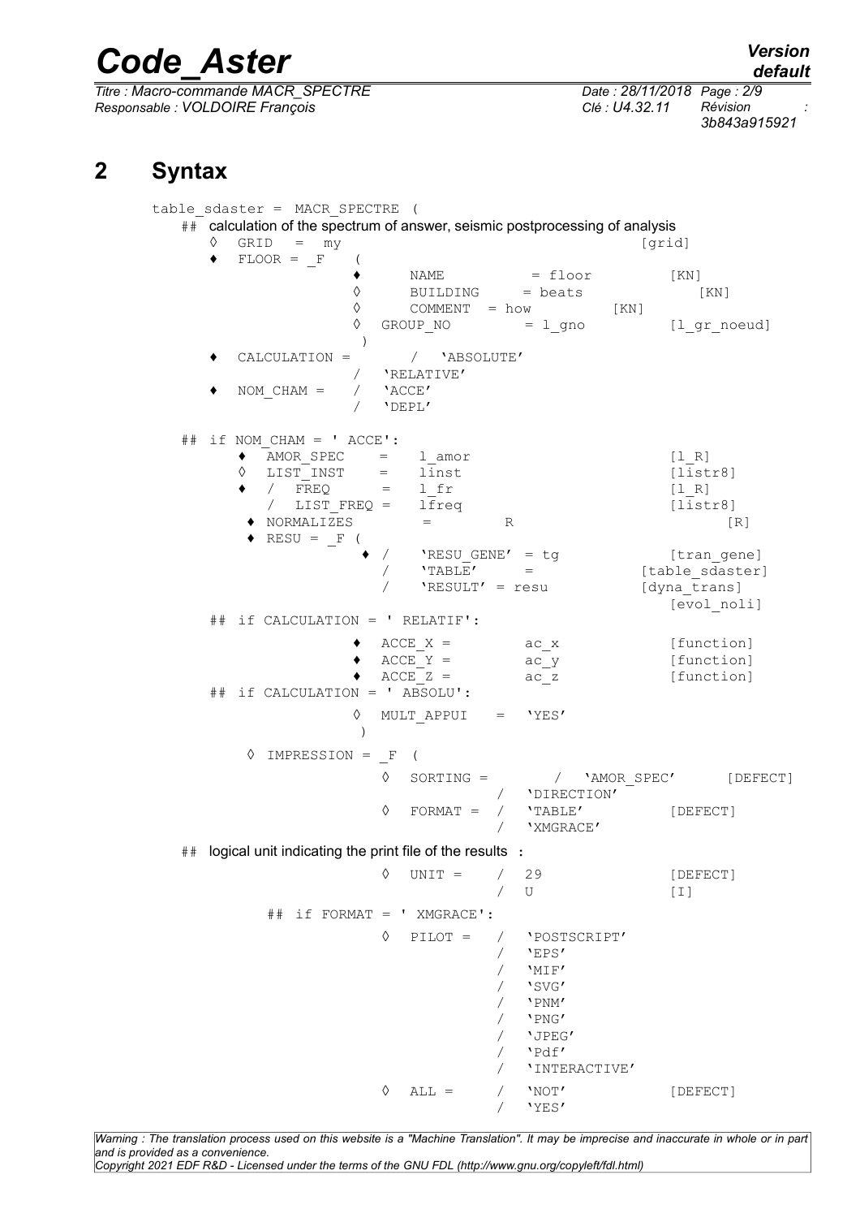# 2 Syntax

```
table_sdaster = MACR_SPECTRE (
    ## calculation of the spectrum of answer, seismic postprocessing of analysis
    ◊  GRID   =  my                                          [grid]
    ♦  FLOOR = _F    (
                    ♦      NAME          = floor          [KN]
                    ◊      BUILDING      = beats              [KN]
                    ◊      COMMENT  = how           [KN]
                    ◊   GROUP_NO         = l_gno          [l_gr_noeud]
                   )
    ♦  CALCULATION =       /  'ABSOLUTE'
                      /  'RELATIVE'
    ♦  NOM_CHAM =    /  'ACCE'
                      /  'DEPL'

    ## if NOM_CHAM = ' ACCE':
        ♦  AMOR_SPEC    =    l_amor                        [l_R]
        ◊  LIST_INST    =    linst                         [listr8]
        ♦  /  FREQ      =    l_fr                          [l_R]
           /  LIST_FREQ =    lfreq                         [listr8]
         ♦ NORMALIZES        =         R                            [R]
         ♦ RESU = _F (
                        ♦ /    'RESU_GENE' = tg            [tran_gene]
                          /    'TABLE'     =             [table_sdaster]
                          /    'RESULT' = resu           [dyna_trans]
                                                            [evol_noli]
      ## if CALCULATION = ' RELATIF':

                    ♦  ACCE_X =         ac_x           [function]
                    ♦  ACCE_Y =         ac_y           [function]
                    ♦  ACCE_Z =         ac_z           [function]
      ## if CALCULATION = ' ABSOLU':

                    ◊  MULT_APPUI    =   'YES'
                    )

        ◊ IMPRESSION = _F  (

                        ◊   SORTING =        /  'AMOR_SPEC'      [DEFECT]
                                        /  'DIRECTION'
                        ◊   FORMAT =  /  'TABLE'          [DEFECT]
                                        /  'XMGRACE'

    ## logical unit indicating the print file of the results :

                        ◊   UNIT =     /  29              [DEFECT]
                                        /  U               [I]

            ## if FORMAT = ' XMGRACE':

                        ◊   PILOT =   /  'POSTSCRIPT'
                                       /  'EPS'
                                       /  'MIF'
                                       /  'SVG'
                                       /  'PNM'
                                       /  'PNG'
                                       /  'JPEG'
                                       /  'Pdf'
                                       /  'INTERACTIVE'

                        ◊   ALL =      /  'NOT'            [DEFECT]
                                       /  'YES'
```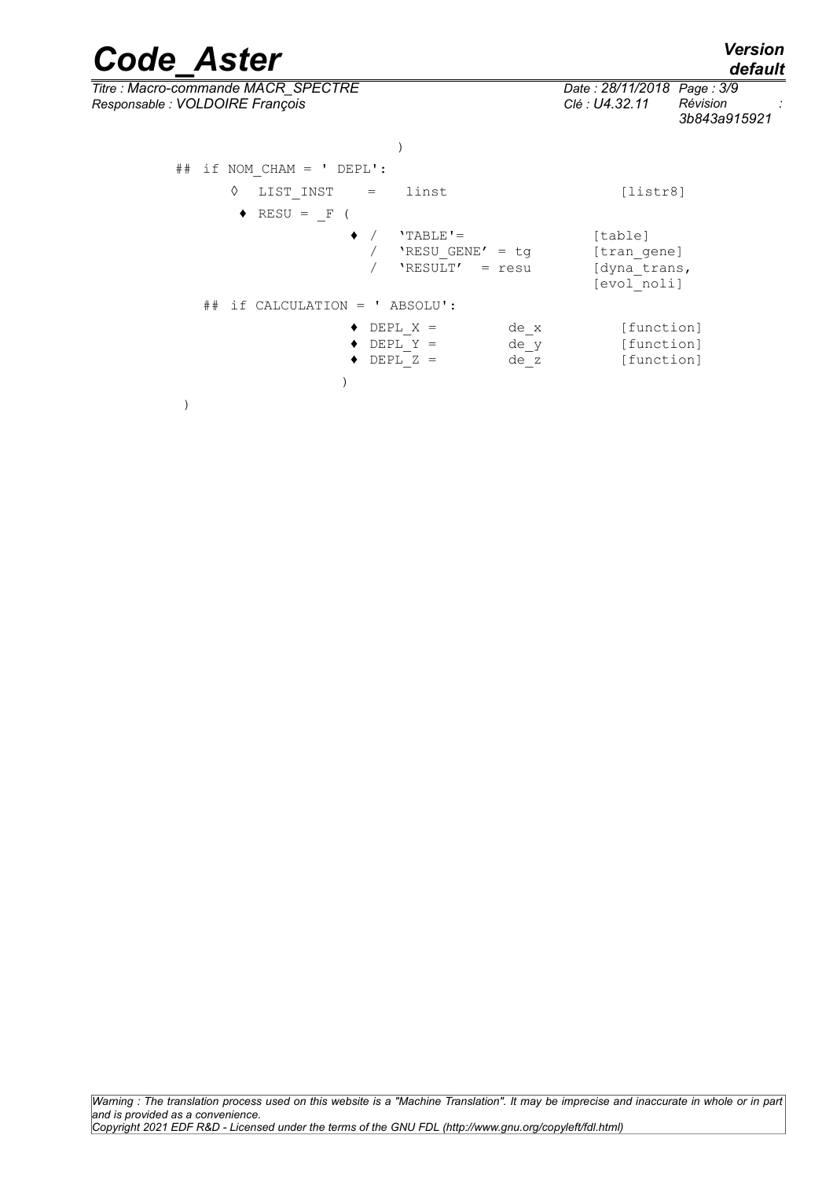```
                              )
## if NOM_CHAM = ' DEPL':
      ◊  LIST_INST    =    linst                       [listr8]
      ♦  RESU = _F (
                   ♦ /   'TABLE'=                   [table]
                     /   'RESU_GENE' = tg           [tran_gene]
                     /   'RESULT'  = resu           [dyna_trans,
                                                    [evol_noli]
   ## if CALCULATION = ' ABSOLU':
                   ♦ DEPL_X =         de_x          [function]
                   ♦ DEPL_Y =         de_y          [function]
                   ♦ DEPL_Z =         de_z          [function]
                 )
)
```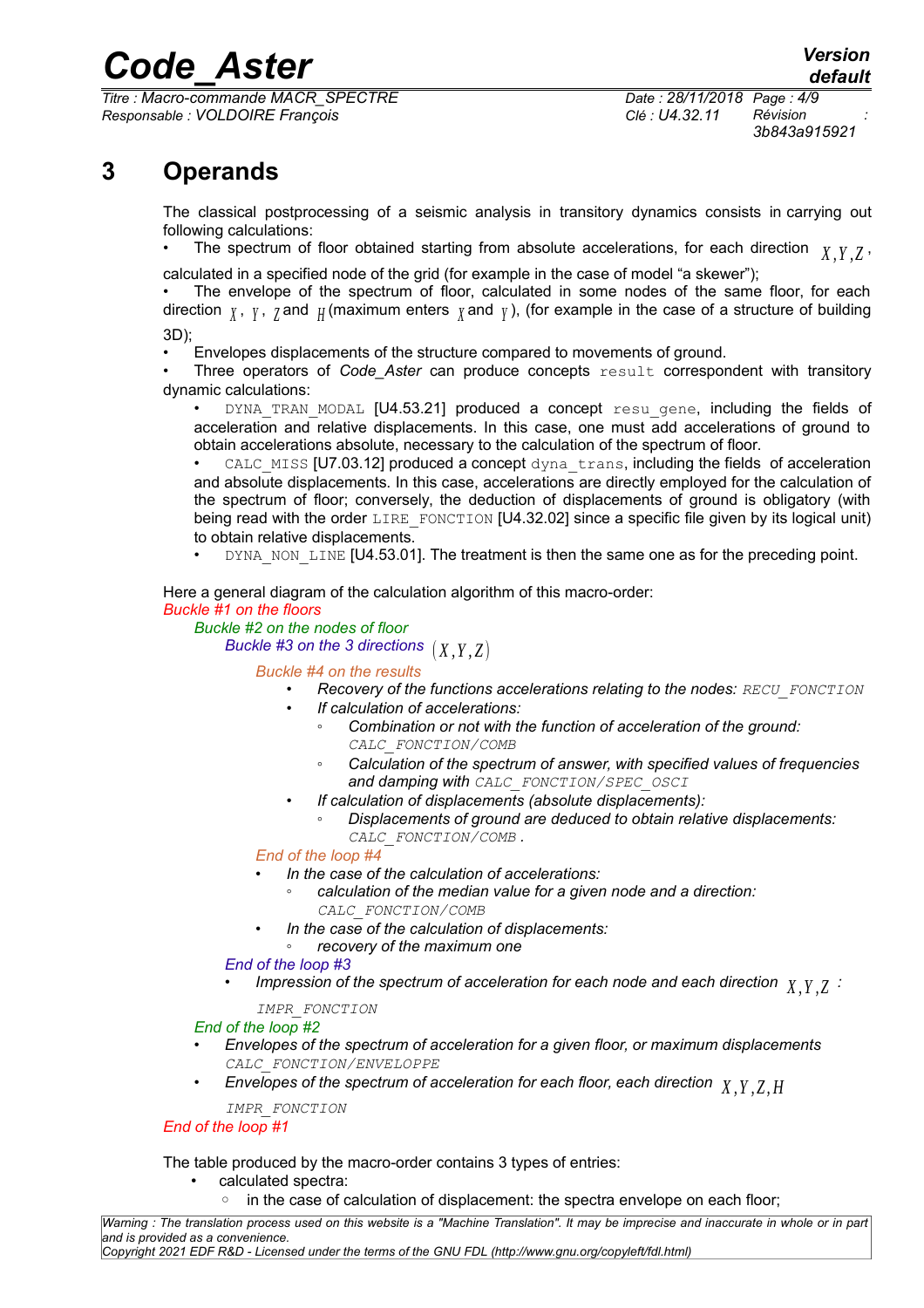# 3 Operands

The classical postprocessing of a seismic analysis in transitory dynamics consists in carrying out following calculations:

- The spectrum of floor obtained starting from absolute accelerations, for each direction $X,Y,Z$, calculated in a specified node of the grid (for example in the case of model "a skewer");
- The envelope of the spectrum of floor, calculated in some nodes of the same floor, for each direction $X$, $Y$, $Z$ and $H$ (maximum enters $X$ and $Y$), (for example in the case of a structure of building 3D);
- Envelopes displacements of the structure compared to movements of ground.
- Three operators of *Code_Aster* can produce concepts `result` correspondent with transitory dynamic calculations:
  - `DYNA_TRAN_MODAL` [U4.53.21] produced a concept `resu_gene`, including the fields of acceleration and relative displacements. In this case, one must add accelerations of ground to obtain accelerations absolute, necessary to the calculation of the spectrum of floor.
  - `CALC_MISS` [U7.03.12] produced a concept `dyna_trans`, including the fields of acceleration and absolute displacements. In this case, accelerations are directly employed for the calculation of the spectrum of floor; conversely, the deduction of displacements of ground is obligatory (with being read with the order `LIRE_FONCTION` [U4.32.02] since a specific file given by its logical unit) to obtain relative displacements.
  - `DYNA_NON_LINE` [U4.53.01]. The treatment is then the same one as for the preceding point.

Here a general diagram of the calculation algorithm of this macro-order:

*Buckle #1 on the floors*

  *Buckle #2 on the nodes of floor*

    *Buckle #3 on the 3 directions* $(X,Y,Z)$

      *Buckle #4 on the results*

- *Recovery of the functions accelerations relating to the nodes:* `RECU_FONCTION`
- *If calculation of accelerations:*
  - *Combination or not with the function of acceleration of the ground:* `CALC_FONCTION/COMB`
  - *Calculation of the spectrum of answer, with specified values of frequencies and damping with* `CALC_FONCTION/SPEC_OSCI`
- *If calculation of displacements (absolute displacements):*
  - *Displacements of ground are deduced to obtain relative displacements:* `CALC_FONCTION/COMB` .

      *End of the loop #4*

- *In the case of the calculation of accelerations:*
  - *calculation of the median value for a given node and a direction:* `CALC_FONCTION/COMB`
- *In the case of the calculation of displacements:*
  - *recovery of the maximum one*

    *End of the loop #3*

- *Impression of the spectrum of acceleration for each node and each direction* $X,Y,Z$ *:* `IMPR_FONCTION`

  *End of the loop #2*

- *Envelopes of the spectrum of acceleration for a given floor, or maximum displacements* `CALC_FONCTION/ENVELOPPE`
- *Envelopes of the spectrum of acceleration for each floor, each direction* $X,Y,Z,H$ `IMPR_FONCTION`

*End of the loop #1*

The table produced by the macro-order contains 3 types of entries:

- calculated spectra:
  - in the case of calculation of displacement: the spectra envelope on each floor;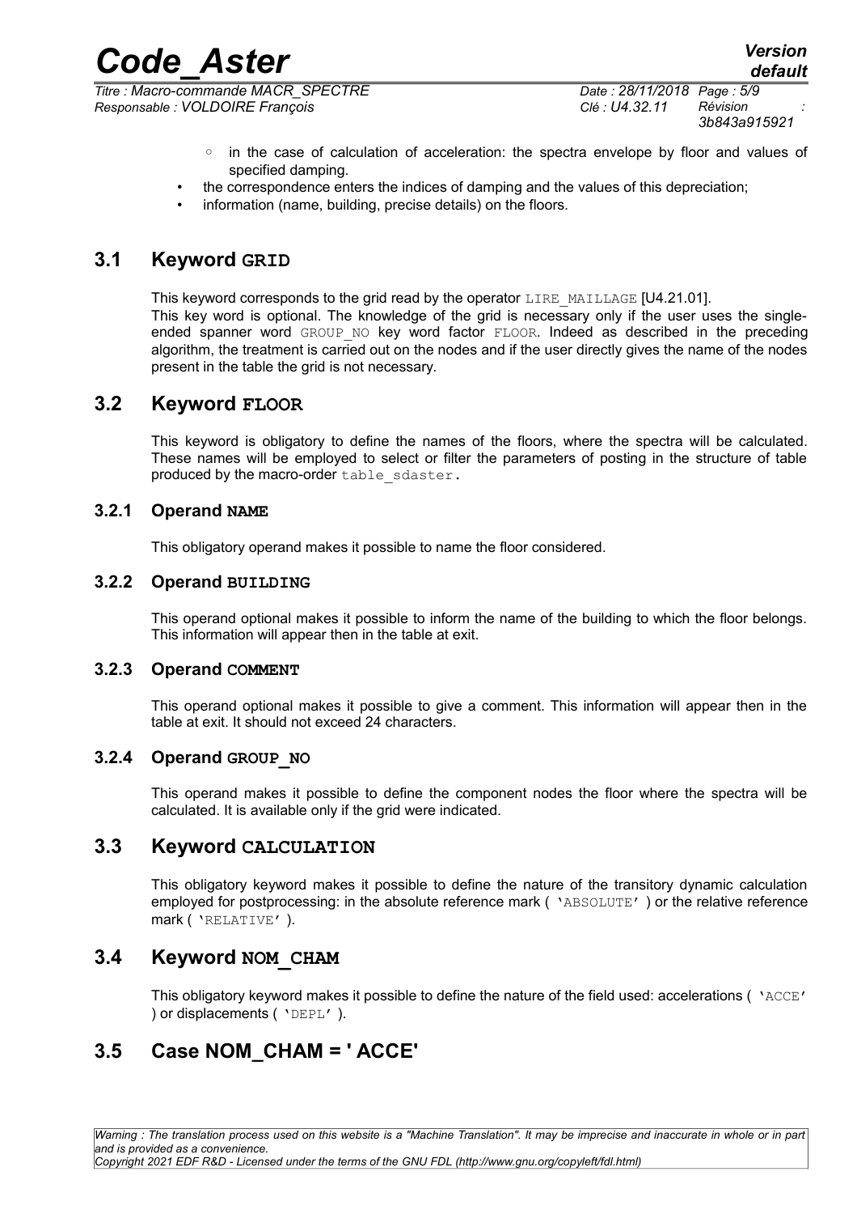- in the case of calculation of acceleration: the spectra envelope by floor and values of specified damping.
- the correspondence enters the indices of damping and the values of this depreciation;
- information (name, building, precise details) on the floors.

## 3.1 Keyword GRID

This keyword corresponds to the grid read by the operator `LIRE_MAILLAGE` [U4.21.01].

This key word is optional. The knowledge of the grid is necessary only if the user uses the single-ended spanner word `GROUP_NO` key word factor `FLOOR`. Indeed as described in the preceding algorithm, the treatment is carried out on the nodes and if the user directly gives the name of the nodes present in the table the grid is not necessary.

## 3.2 Keyword FLOOR

This keyword is obligatory to define the names of the floors, where the spectra will be calculated. These names will be employed to select or filter the parameters of posting in the structure of table produced by the macro-order `table_sdaster`.

### 3.2.1 Operand NAME

This obligatory operand makes it possible to name the floor considered.

### 3.2.2 Operand BUILDING

This operand optional makes it possible to inform the name of the building to which the floor belongs. This information will appear then in the table at exit.

### 3.2.3 Operand COMMENT

This operand optional makes it possible to give a comment. This information will appear then in the table at exit. It should not exceed 24 characters.

### 3.2.4 Operand GROUP_NO

This operand makes it possible to define the component nodes the floor where the spectra will be calculated. It is available only if the grid were indicated.

## 3.3 Keyword CALCULATION

This obligatory keyword makes it possible to define the nature of the transitory dynamic calculation employed for postprocessing: in the absolute reference mark ( `'ABSOLUTE'` ) or the relative reference mark ( `'RELATIVE'` ).

## 3.4 Keyword NOM_CHAM

This obligatory keyword makes it possible to define the nature of the field used: accelerations ( `'ACCE'` ) or displacements ( `'DEPL'` ).

## 3.5 Case NOM_CHAM = ' ACCE'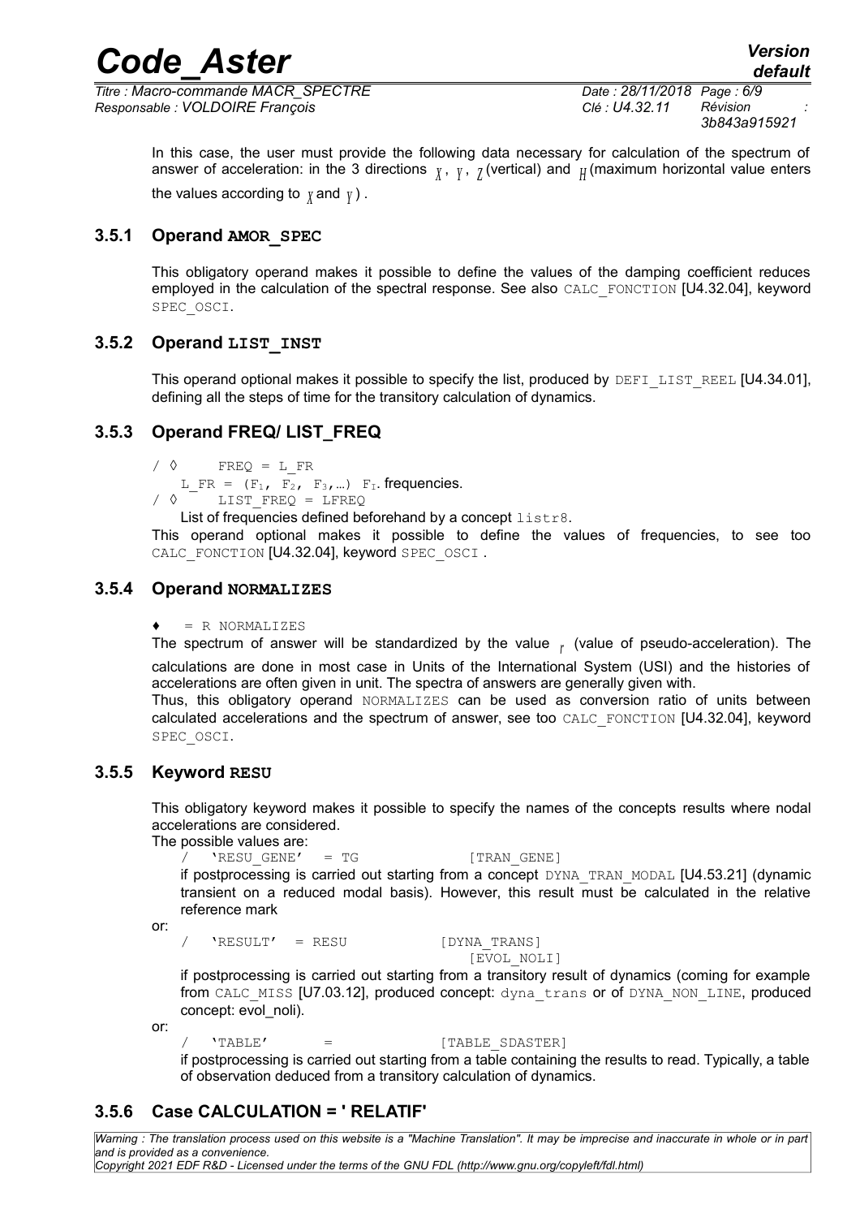In this case, the user must provide the following data necessary for calculation of the spectrum of answer of acceleration: in the 3 directions $X$, $Y$, $Z$ (vertical) and $H$ (maximum horizontal value enters the values according to $X$ and $Y$).

### 3.5.1 Operand **AMOR_SPEC**

This obligatory operand makes it possible to define the values of the damping coefficient reduces employed in the calculation of the spectral response. See also CALC_FONCTION [U4.32.04], keyword SPEC_OSCI.

### 3.5.2 Operand **LIST_INST**

This operand optional makes it possible to specify the list, produced by DEFI_LIST_REEL [U4.34.01], defining all the steps of time for the transitory calculation of dynamics.

### 3.5.3 Operand FREQ/ LIST_FREQ

/ ◊ FREQ = L_FR

L_FR = ($F_1$, $F_2$, $F_3$,…) $F_I$. frequencies.

/ ◊ LIST_FREQ = LFREQ

List of frequencies defined beforehand by a concept listr8.

This operand optional makes it possible to define the values of frequencies, to see too CALC_FONCTION [U4.32.04], keyword SPEC_OSCI .

### 3.5.4 Operand **NORMALIZES**

♦ = R NORMALIZES

The spectrum of answer will be standardized by the value $r$ (value of pseudo-acceleration). The calculations are done in most case in Units of the International System (USI) and the histories of accelerations are often given in unit. The spectra of answers are generally given with.

Thus, this obligatory operand NORMALIZES can be used as conversion ratio of units between calculated accelerations and the spectrum of answer, see too CALC_FONCTION [U4.32.04], keyword SPEC_OSCI.

### 3.5.5 Keyword **RESU**

This obligatory keyword makes it possible to specify the names of the concepts results where nodal accelerations are considered.

The possible values are:

/ 'RESU_GENE' = TG [TRAN_GENE]

if postprocessing is carried out starting from a concept DYNA_TRAN_MODAL [U4.53.21] (dynamic transient on a reduced modal basis). However, this result must be calculated in the relative reference mark

or:

/ 'RESULT' = RESU [DYNA_TRANS]
[EVOL_NOLI]

if postprocessing is carried out starting from a transitory result of dynamics (coming for example from CALC_MISS [U7.03.12], produced concept: dyna_trans or of DYNA_NON_LINE, produced concept: evol_noli).

or:

/ 'TABLE' = [TABLE_SDASTER]

if postprocessing is carried out starting from a table containing the results to read. Typically, a table of observation deduced from a transitory calculation of dynamics.

## 3.5.6 Case CALCULATION = ' RELATIF'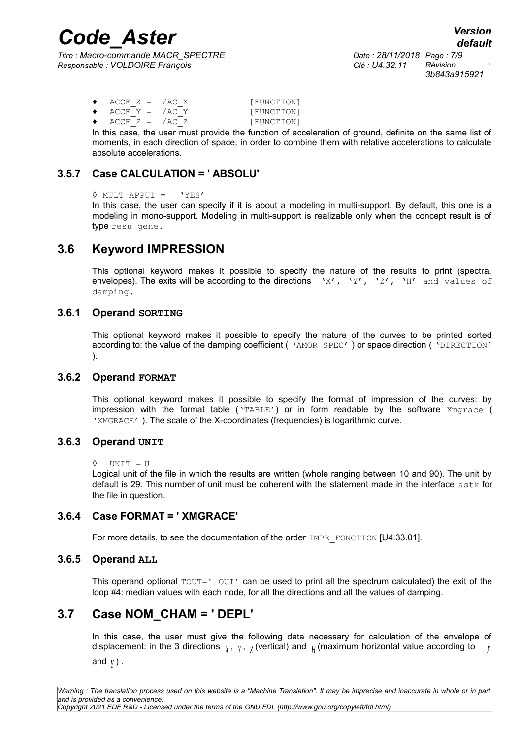♦ ACCE_X = /AC_X [FUNCTION]
♦ ACCE_Y = /AC_Y [FUNCTION]
♦ ACCE_Z = /AC_Z [FUNCTION]

In this case, the user must provide the function of acceleration of ground, definite on the same list of moments, in each direction of space, in order to combine them with relative accelerations to calculate absolute accelerations.

### 3.5.7 Case CALCULATION = ' ABSOLU'

◊ MULT_APPUI = 'YES'

In this case, the user can specify if it is about a modeling in multi-support. By default, this one is a modeling in mono-support. Modeling in multi-support is realizable only when the concept result is of type `resu_gene`.

## 3.6 Keyword IMPRESSION

This optional keyword makes it possible to specify the nature of the results to print (spectra, envelopes). The exits will be according to the directions 'X', 'Y', 'Z', 'H' and values of damping.

### 3.6.1 Operand SORTING

This optional keyword makes it possible to specify the nature of the curves to be printed sorted according to: the value of the damping coefficient ( 'AMOR_SPEC' ) or space direction ( 'DIRECTION' ).

### 3.6.2 Operand FORMAT

This optional keyword makes it possible to specify the format of impression of the curves: by impression with the format table ('TABLE') or in form readable by the software Xmgrace ( 'XMGRACE' ). The scale of the X-coordinates (frequencies) is logarithmic curve.

### 3.6.3 Operand UNIT

◊ UNIT = U

Logical unit of the file in which the results are written (whole ranging between 10 and 90). The unit by default is 29. This number of unit must be coherent with the statement made in the interface `astk` for the file in question.

### 3.6.4 Case FORMAT = ' XMGRACE'

For more details, to see the documentation of the order `IMPR_FONCTION` [U4.33.01].

### 3.6.5 Operand ALL

This operand optional `TOUT=' OUI'` can be used to print all the spectrum calculated) the exit of the loop #4: median values with each node, for all the directions and all the values of damping.

## 3.7 Case NOM_CHAM = ' DEPL'

In this case, the user must give the following data necessary for calculation of the envelope of displacement: in the 3 directions $X$, $Y$, $Z$ (vertical) and $H$ (maximum horizontal value according to $X$ and $Y$).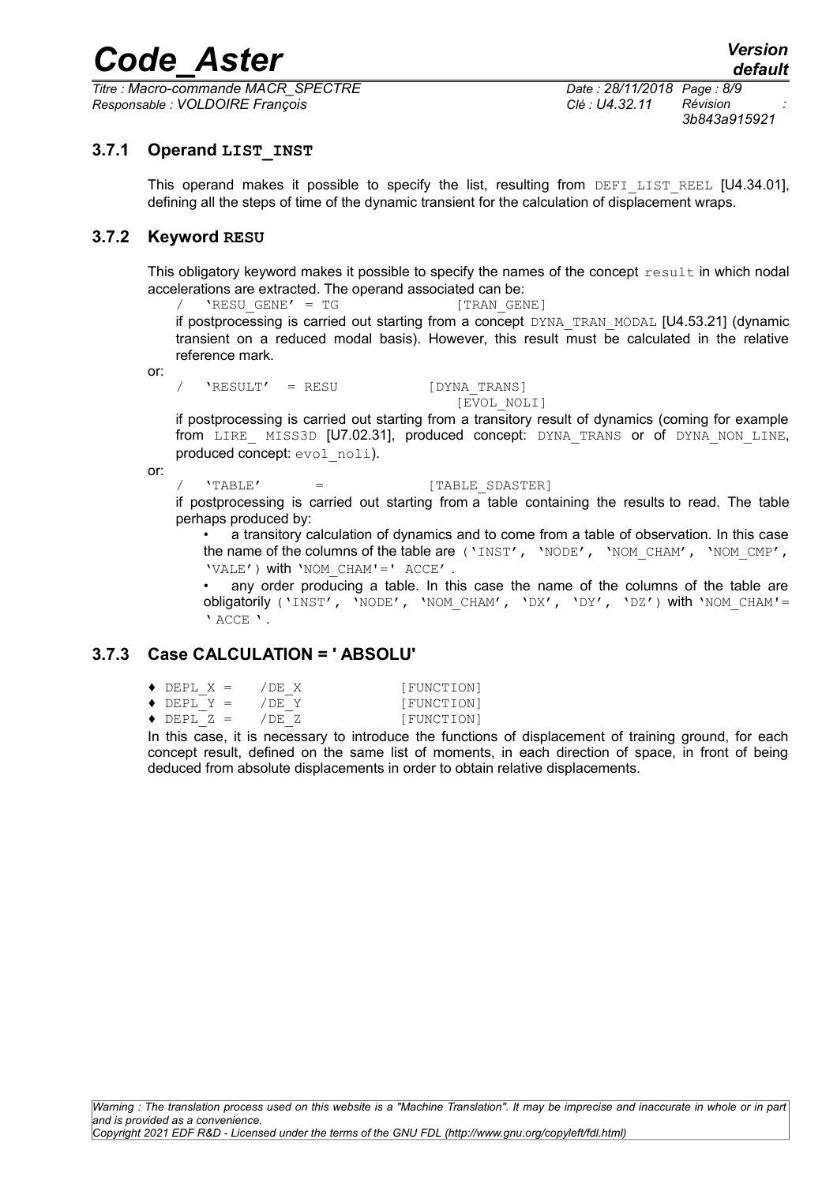### 3.7.1 Operand LIST_INST

This operand makes it possible to specify the list, resulting from DEFI_LIST_REEL [U4.34.01], defining all the steps of time of the dynamic transient for the calculation of displacement wraps.

### 3.7.2 Keyword RESU

This obligatory keyword makes it possible to specify the names of the concept result in which nodal accelerations are extracted. The operand associated can be:

```
/ 'RESU_GENE' = TG                [TRAN_GENE]
```

if postprocessing is carried out starting from a concept DYNA_TRAN_MODAL [U4.53.21] (dynamic transient on a reduced modal basis). However, this result must be calculated in the relative reference mark.

or:

```
/ 'RESULT'  = RESU              [DYNA_TRANS]
                                [EVOL_NOLI]
```

if postprocessing is carried out starting from a transitory result of dynamics (coming for example from LIRE_ MISS3D [U7.02.31], produced concept: DYNA_TRANS or of DYNA_NON_LINE, produced concept: evol_noli).

or:

```
/ 'TABLE'     =                 [TABLE_SDASTER]
```

if postprocessing is carried out starting from a table containing the results to read. The table perhaps produced by:

- a transitory calculation of dynamics and to come from a table of observation. In this case the name of the columns of the table are ('INST', 'NODE', 'NOM_CHAM', 'NOM_CMP', 'VALE') with 'NOM_CHAM'=' ACCE' .
- any order producing a table. In this case the name of the columns of the table are obligatorily ('INST', 'NODE', 'NOM_CHAM', 'DX', 'DY', 'DZ') with 'NOM_CHAM'= ' ACCE ' .

### 3.7.3 Case CALCULATION = ' ABSOLU'

```
♦ DEPL_X =   /DE_X              [FUNCTION]
♦ DEPL_Y =   /DE_Y              [FUNCTION]
♦ DEPL_Z =   /DE_Z              [FUNCTION]
```

In this case, it is necessary to introduce the functions of displacement of training ground, for each concept result, defined on the same list of moments, in each direction of space, in front of being deduced from absolute displacements in order to obtain relative displacements.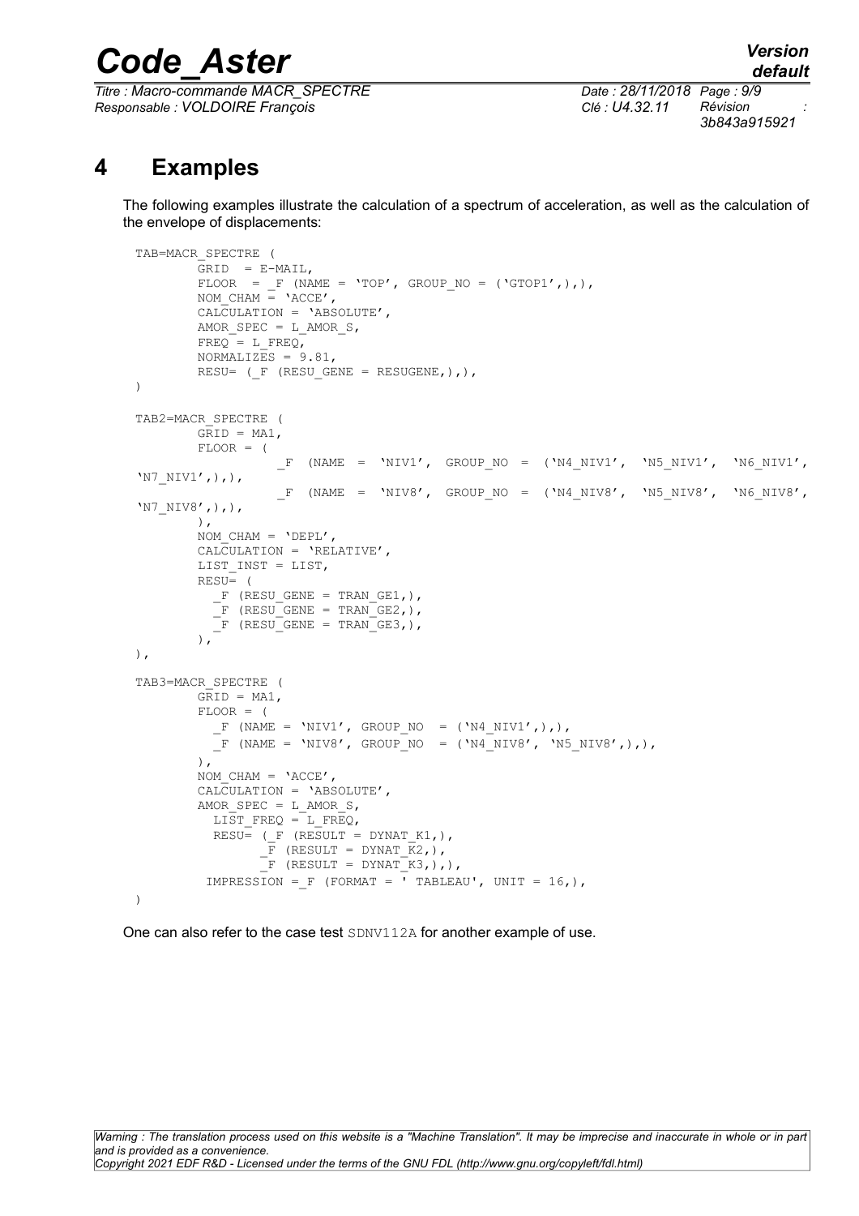# 4 Examples

The following examples illustrate the calculation of a spectrum of acceleration, as well as the calculation of the envelope of displacements:

```
TAB=MACR_SPECTRE (
        GRID  = E-MAIL,
        FLOOR  = _F (NAME = 'TOP', GROUP_NO = ('GTOP1',),),
        NOM_CHAM = 'ACCE',
        CALCULATION = 'ABSOLUTE',
        AMOR_SPEC = L_AMOR_S,
        FREQ = L_FREQ,
        NORMALIZES = 9.81,
        RESU= (_F (RESU_GENE = RESUGENE,),),
)

TAB2=MACR_SPECTRE (
        GRID = MA1,
        FLOOR = (
                _F  (NAME  =  'NIV1',  GROUP_NO  =  ('N4_NIV1',  'N5_NIV1',  'N6_NIV1',
'N7_NIV1',),),
                _F  (NAME  =  'NIV8',  GROUP_NO  =  ('N4_NIV8',  'N5_NIV8',  'N6_NIV8',
'N7_NIV8',),),
        ),
        NOM_CHAM = 'DEPL',
        CALCULATION = 'RELATIVE',
        LIST_INST = LIST,
        RESU= (
           _F (RESU_GENE = TRAN_GE1,),
           _F (RESU_GENE = TRAN_GE2,),
           _F (RESU_GENE = TRAN_GE3,),
        ),
),

TAB3=MACR_SPECTRE (
        GRID = MA1,
        FLOOR = (
           _F (NAME = 'NIV1', GROUP_NO  = ('N4_NIV1',),),
           _F (NAME = 'NIV8', GROUP_NO  = ('N4_NIV8', 'N5_NIV8',),),
        ),
        NOM_CHAM = 'ACCE',
        CALCULATION = 'ABSOLUTE',
        AMOR_SPEC = L_AMOR_S,
          LIST_FREQ = L_FREQ,
          RESU= (_F (RESULT = DYNAT_K1,),
                 _F (RESULT = DYNAT_K2,),
                 _F (RESULT = DYNAT_K3,),),
         IMPRESSION = _F (FORMAT = ' TABLEAU', UNIT = 16,),
)
```

One can also refer to the case test SDNV112A for another example of use.